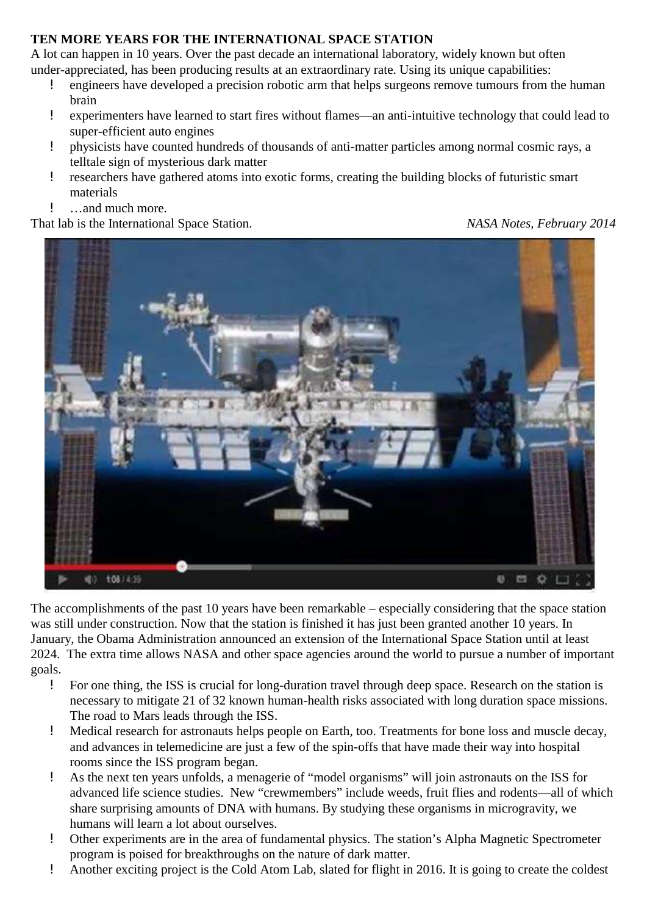**TEN MORE YEARS FOR THE INTERNATIONAL SPACE STATION**

A lot can happen in 10 years. Over the past decade an international laboratory, widely known but often under-appreciated, has been producing results at an extraordinary rate. Using its unique capabilities:

- engineers have developed a precision robotic arm that helps surgeons remove tumours from the human brain
- experimenters have learned to start fires without flames—an anti-intuitive technology that could lead to super-efficient auto engines
- physicists have counted hundreds of thousands of anti-matter particles among normal cosmic rays, a telltale sign of mysterious dark matter
- researchers have gathered atoms into exotic forms, creating the building blocks of futuristic smart materials
- …and much more.

That lab is the International Space Station. *NASA Notes, February 2014*

The accomplishments of the past 10 years have been remarkable – especially considering that the space station was still under construction. Now that the station is finished it has just been granted another 10 years. In January, the Obama Administration announced an extension of the International Space Station until at least 2024. The extra time allows NASA and other space agencies around the world to pursue a number of important goals.

- For one thing, the ISS is crucial for long-duration travel through deep space. Research on the station is necessary to mitigate 21 of 32 known human-health risks associated with long duration space missions. The road to Mars leads through the ISS.
- Medical research for astronauts helps people on Earth, too. Treatments for bone loss and muscle decay, and advances in telemedicine are just a few of the spin-offs that have made their way into hospital rooms since the ISS program began.
- As the next ten years unfolds, a menagerie of "model organisms" will join astronauts on the ISS for advanced life science studies. New "crewmembers" include weeds, fruit flies and rodents—all of which share surprising amounts of DNA with humans. By studying these organisms in microgravity, we humans will learn a lot about ourselves.
- Other experiments are in the area of fundamental physics. The station's Alpha Magnetic Spectrometer program is poised for breakthroughs on the nature of dark matter.
- Another exciting project is the Cold Atom Lab, slated for flight in 2016. It is going to create the coldest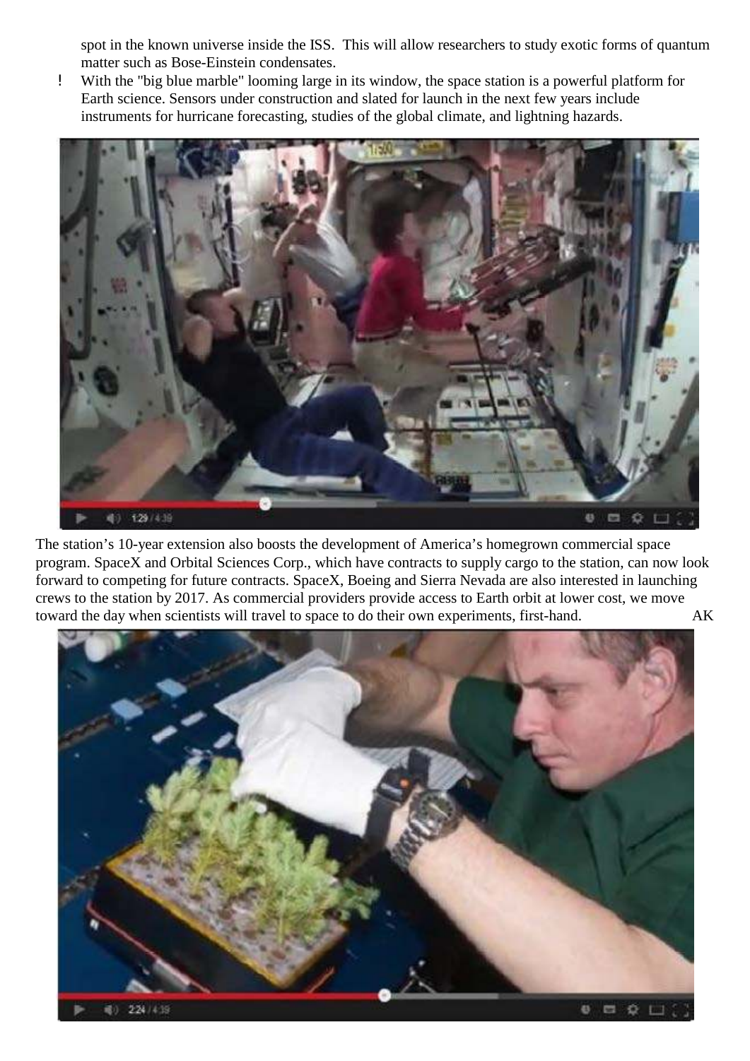spot in the known universe inside the ISS. This will allow researchers to study exotic forms of quantum matter such as Bose-Einstein condensates.

- With the "big blue marble" looming large in its window, the space station is a powerful platform for Earth science. Sensors under construction and slated for launch in the next few years include instruments for hurricane forecasting, studies of the global climate, and lightning hazards.

The station's 10-year extension also boosts the development of America's homegrown commercial space program. SpaceX and Orbital Sciences Corp., which have contracts to supply cargo to the station, can now look forward to competing for future contracts. SpaceX, Boeing and Sierra Nevada are also interested in launching crews to the station by 2017. As commercial providers provide access to Earth orbit at lower cost, we move toward the day when scientists will travel to space to do their own experiments, first-hand. AK